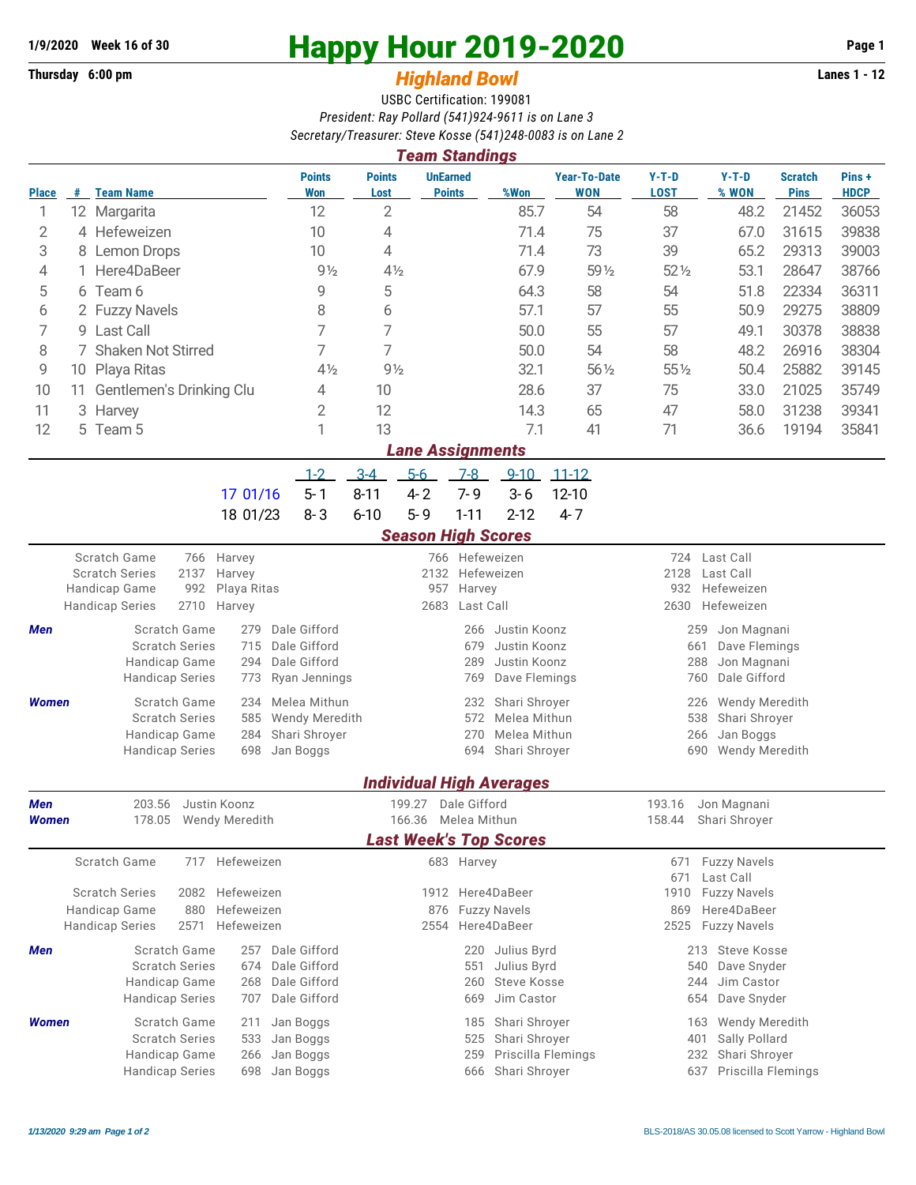1/9/2020 **Week 16 of 30**
**Thursday 6:00 pm**

# Happy Hour 2019-2020

## *Highland Bowl*

**Lanes 1 - 12**

USBC Certification: 199081

*President: Ray Pollard (541)924-9611 is on Lane 3*

*Secretary/Treasurer: Steve Kosse (541)248-0083 is on Lane 2*

### *Team Standings*

| Place | # | Team Name | Points Won | Points Lost | UnEarned Points | %Won | Year-To-Date WON | Y-T-D LOST | Y-T-D % WON | Scratch Pins | Pins + HDCP |
|---|---|---|---|---|---|---|---|---|---|---|---|
| 1 | 12 | Margarita | 12 | 2 | | 85.7 | 54 | 58 | 48.2 | 21452 | 36053 |
| 2 | 4 | Hefeweizen | 10 | 4 | | 71.4 | 75 | 37 | 67.0 | 31615 | 39838 |
| 3 | 8 | Lemon Drops | 10 | 4 | | 71.4 | 73 | 39 | 65.2 | 29313 | 39003 |
| 4 | 1 | Here4DaBeer | 9½ | 4½ | | 67.9 | 59½ | 52½ | 53.1 | 28647 | 38766 |
| 5 | 6 | Team 6 | 9 | 5 | | 64.3 | 58 | 54 | 51.8 | 22334 | 36311 |
| 6 | 2 | Fuzzy Navels | 8 | 6 | | 57.1 | 57 | 55 | 50.9 | 29275 | 38809 |
| 7 | 9 | Last Call | 7 | 7 | | 50.0 | 55 | 57 | 49.1 | 30378 | 38838 |
| 8 | 7 | Shaken Not Stirred | 7 | 7 | | 50.0 | 54 | 58 | 48.2 | 26916 | 38304 |
| 9 | 10 | Playa Ritas | 4½ | 9½ | | 32.1 | 56½ | 55½ | 50.4 | 25882 | 39145 |
| 10 | 11 | Gentlemen's Drinking Clu | 4 | 10 | | 28.6 | 37 | 75 | 33.0 | 21025 | 35749 |
| 11 | 3 | Harvey | 2 | 12 | | 14.3 | 65 | 47 | 58.0 | 31238 | 39341 |
| 12 | 5 | Team 5 | 1 | 13 | | 7.1 | 41 | 71 | 36.6 | 19194 | 35841 |

### *Lane Assignments*

| | 1-2 | 3-4 | 5-6 | 7-8 | 9-10 | 11-12 |
|---|---|---|---|---|---|---|
| 17 01/16 | 5- 1 | 8-11 | 4- 2 | 7- 9 | 3- 6 | 12-10 |
| 18 01/23 | 8- 3 | 6-10 | 5- 9 | 1-11 | 2-12 | 4- 7 |

### *Season High Scores*

| | | | | | | |
|---|---|---|---|---|---|---|
| Scratch Game | 766 | Harvey | 766 | Hefeweizen | 724 | Last Call |
| Scratch Series | 2137 | Harvey | 2132 | Hefeweizen | 2128 | Last Call |
| Handicap Game | 992 | Playa Ritas | 957 | Harvey | 932 | Hefeweizen |
| Handicap Series | 2710 | Harvey | 2683 | Last Call | 2630 | Hefeweizen |

| | | | | | | | |
|---|---|---|---|---|---|---|---|
| ***Men*** | Scratch Game | 279 | Dale Gifford | 266 | Justin Koonz | 259 | Jon Magnani |
| | Scratch Series | 715 | Dale Gifford | 679 | Justin Koonz | 661 | Dave Flemings |
| | Handicap Game | 294 | Dale Gifford | 289 | Justin Koonz | 288 | Jon Magnani |
| | Handicap Series | 773 | Ryan Jennings | 769 | Dave Flemings | 760 | Dale Gifford |
| ***Women*** | Scratch Game | 234 | Melea Mithun | 232 | Shari Shroyer | 226 | Wendy Meredith |
| | Scratch Series | 585 | Wendy Meredith | 572 | Melea Mithun | 538 | Shari Shroyer |
| | Handicap Game | 284 | Shari Shroyer | 270 | Melea Mithun | 266 | Jan Boggs |
| | Handicap Series | 698 | Jan Boggs | 694 | Shari Shroyer | 690 | Wendy Meredith |

### *Individual High Averages*

| | | | | | | |
|---|---|---|---|---|---|---|
| ***Men*** | 203.56 | Justin Koonz | 199.27 | Dale Gifford | 193.16 | Jon Magnani |
| ***Women*** | 178.05 | Wendy Meredith | 166.36 | Melea Mithun | 158.44 | Shari Shroyer |

### *Last Week's Top Scores*

| | | | | | | |
|---|---|---|---|---|---|---|
| Scratch Game | 717 | Hefeweizen | 683 | Harvey | 671 | Fuzzy Navels |
| | | | | | 671 | Last Call |
| Scratch Series | 2082 | Hefeweizen | 1912 | Here4DaBeer | 1910 | Fuzzy Navels |
| Handicap Game | 880 | Hefeweizen | 876 | Fuzzy Navels | 869 | Here4DaBeer |
| Handicap Series | 2571 | Hefeweizen | 2554 | Here4DaBeer | 2525 | Fuzzy Navels |

| | | | | | | | |
|---|---|---|---|---|---|---|---|
| ***Men*** | Scratch Game | 257 | Dale Gifford | 220 | Julius Byrd | 213 | Steve Kosse |
| | Scratch Series | 674 | Dale Gifford | 551 | Julius Byrd | 540 | Dave Snyder |
| | Handicap Game | 268 | Dale Gifford | 260 | Steve Kosse | 244 | Jim Castor |
| | Handicap Series | 707 | Dale Gifford | 669 | Jim Castor | 654 | Dave Snyder |
| ***Women*** | Scratch Game | 211 | Jan Boggs | 185 | Shari Shroyer | 163 | Wendy Meredith |
| | Scratch Series | 533 | Jan Boggs | 525 | Shari Shroyer | 401 | Sally Pollard |
| | Handicap Game | 266 | Jan Boggs | 259 | Priscilla Flemings | 232 | Shari Shroyer |
| | Handicap Series | 698 | Jan Boggs | 666 | Shari Shroyer | 637 | Priscilla Flemings |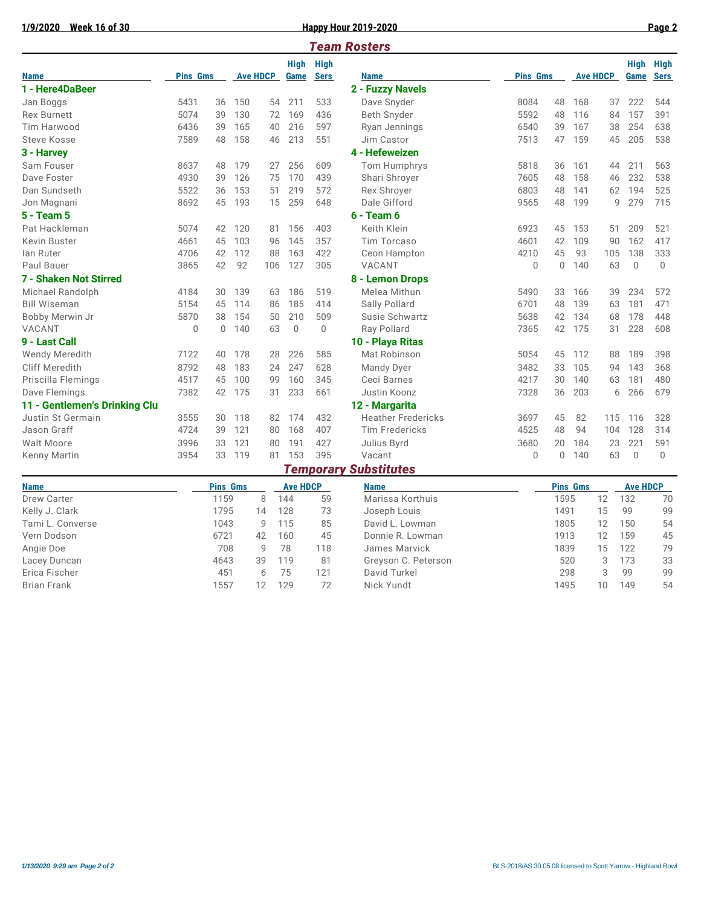## Team Rosters

| Name | Pins | Gms | Ave | HDCP | High Game | High Sers |
|---|---|---|---|---|---|---|
| **1 - Here4DaBeer** | | | | | | |
| Jan Boggs | 5431 | 36 | 150 | 54 | 211 | 533 |
| Rex Burnett | 5074 | 39 | 130 | 72 | 169 | 436 |
| Tim Harwood | 6436 | 39 | 165 | 40 | 216 | 597 |
| Steve Kosse | 7589 | 48 | 158 | 46 | 213 | 551 |
| **2 - Fuzzy Navels** | | | | | | |
| Dave Snyder | 8084 | 48 | 168 | 37 | 222 | 544 |
| Beth Snyder | 5592 | 48 | 116 | 84 | 157 | 391 |
| Ryan Jennings | 6540 | 39 | 167 | 38 | 254 | 638 |
| Jim Castor | 7513 | 47 | 159 | 45 | 205 | 538 |
| **3 - Harvey** | | | | | | |
| Sam Fouser | 8637 | 48 | 179 | 27 | 256 | 609 |
| Dave Foster | 4930 | 39 | 126 | 75 | 170 | 439 |
| Dan Sundseth | 5522 | 36 | 153 | 51 | 219 | 572 |
| Jon Magnani | 8692 | 45 | 193 | 15 | 259 | 648 |
| **4 - Hefeweizen** | | | | | | |
| Tom Humphrys | 5818 | 36 | 161 | 44 | 211 | 563 |
| Shari Shroyer | 7605 | 48 | 158 | 46 | 232 | 538 |
| Rex Shroyer | 6803 | 48 | 141 | 62 | 194 | 525 |
| Dale Gifford | 9565 | 48 | 199 | 9 | 279 | 715 |
| **5 - Team 5** | | | | | | |
| Pat Hackleman | 5074 | 42 | 120 | 81 | 156 | 403 |
| Kevin Buster | 4661 | 45 | 103 | 96 | 145 | 357 |
| Ian Ruter | 4706 | 42 | 112 | 88 | 163 | 422 |
| Paul Bauer | 3865 | 42 | 92 | 106 | 127 | 305 |
| **6 - Team 6** | | | | | | |
| Keith Klein | 6923 | 45 | 153 | 51 | 209 | 521 |
| Tim Torcaso | 4601 | 42 | 109 | 90 | 162 | 417 |
| Ceon Hampton | 4210 | 45 | 93 | 105 | 138 | 333 |
| VACANT | 0 | 0 | 140 | 63 | 0 | 0 |
| **7 - Shaken Not Stirred** | | | | | | |
| Michael Randolph | 4184 | 30 | 139 | 63 | 186 | 519 |
| Bill Wiseman | 5154 | 45 | 114 | 86 | 185 | 414 |
| Bobby Merwin Jr | 5870 | 38 | 154 | 50 | 210 | 509 |
| VACANT | 0 | 0 | 140 | 63 | 0 | 0 |
| **8 - Lemon Drops** | | | | | | |
| Melea Mithun | 5490 | 33 | 166 | 39 | 234 | 572 |
| Sally Pollard | 6701 | 48 | 139 | 63 | 181 | 471 |
| Susie Schwartz | 5638 | 42 | 134 | 68 | 178 | 448 |
| Ray Pollard | 7365 | 42 | 175 | 31 | 228 | 608 |
| **9 - Last Call** | | | | | | |
| Wendy Meredith | 7122 | 40 | 178 | 28 | 226 | 585 |
| Cliff Meredith | 8792 | 48 | 183 | 24 | 247 | 628 |
| Priscilla Flemings | 4517 | 45 | 100 | 99 | 160 | 345 |
| Dave Flemings | 7382 | 42 | 175 | 31 | 233 | 661 |
| **10 - Playa Ritas** | | | | | | |
| Mat Robinson | 5054 | 45 | 112 | 88 | 189 | 398 |
| Mandy Dyer | 3482 | 33 | 105 | 94 | 143 | 368 |
| Ceci Barnes | 4217 | 30 | 140 | 63 | 181 | 480 |
| Justin Koonz | 7328 | 36 | 203 | 6 | 266 | 679 |
| **11 - Gentlemen's Drinking Clu** | | | | | | |
| Justin St Germain | 3555 | 30 | 118 | 82 | 174 | 432 |
| Jason Graff | 4724 | 39 | 121 | 80 | 168 | 407 |
| Walt Moore | 3996 | 33 | 121 | 80 | 191 | 427 |
| Kenny Martin | 3954 | 33 | 119 | 81 | 153 | 395 |
| **12 - Margarita** | | | | | | |
| Heather Fredericks | 3697 | 45 | 82 | 115 | 116 | 328 |
| Tim Fredericks | 4525 | 48 | 94 | 104 | 128 | 314 |
| Julius Byrd | 3680 | 20 | 184 | 23 | 221 | 591 |
| Vacant | 0 | 0 | 140 | 63 | 0 | 0 |

## Temporary Substitutes

| Name | Pins | Gms | Ave | HDCP |
|---|---|---|---|---|
| Drew Carter | 1159 | 8 | 144 | 59 |
| Kelly J. Clark | 1795 | 14 | 128 | 73 |
| Tami L. Converse | 1043 | 9 | 115 | 85 |
| Vern Dodson | 6721 | 42 | 160 | 45 |
| Angie Doe | 708 | 9 | 78 | 118 |
| Lacey Duncan | 4643 | 39 | 119 | 81 |
| Erica Fischer | 451 | 6 | 75 | 121 |
| Brian Frank | 1557 | 12 | 129 | 72 |
| Marissa Korthuis | 1595 | 12 | 132 | 70 |
| Joseph Louis | 1491 | 15 | 99 | 99 |
| David L. Lowman | 1805 | 12 | 150 | 54 |
| Donnie R. Lowman | 1913 | 12 | 159 | 45 |
| James Marvick | 1839 | 15 | 122 | 79 |
| Greyson C. Peterson | 520 | 3 | 173 | 33 |
| David Turkel | 298 | 3 | 99 | 99 |
| Nick Yundt | 1495 | 10 | 149 | 54 |